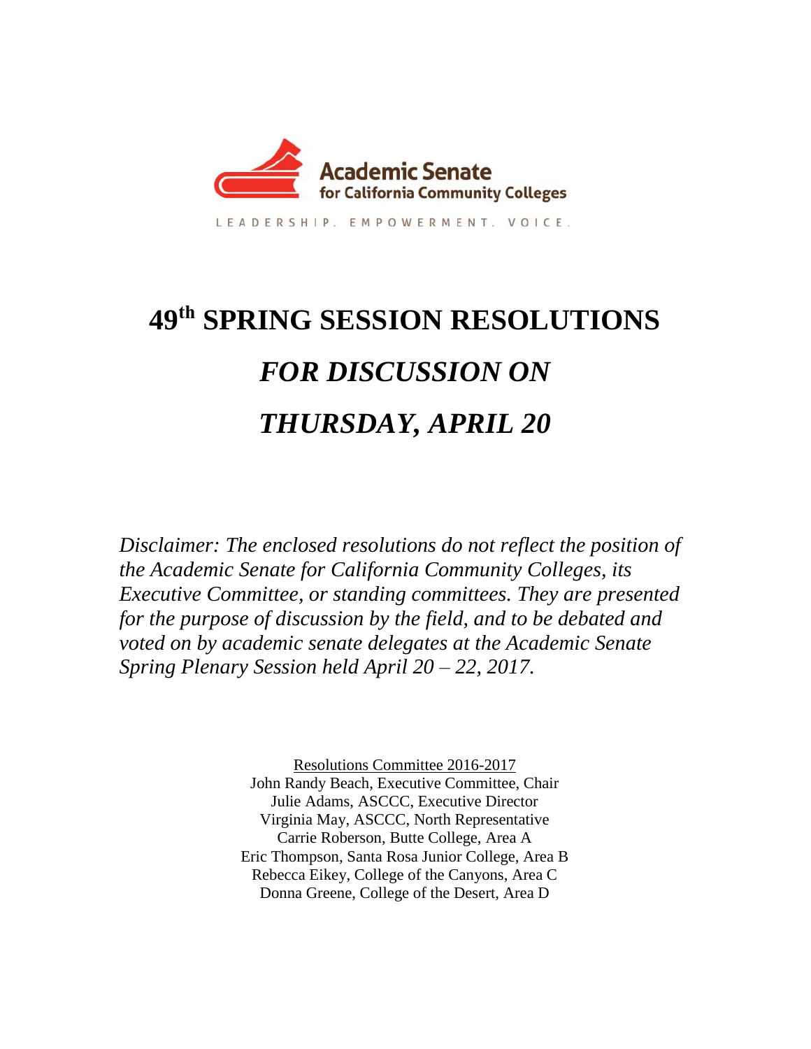Academic Senate for California Community Colleges

LEADERSHIP. EMPOWERMENT. VOICE.

# 49th SPRING SESSION RESOLUTIONS

# *FOR DISCUSSION ON*

# *THURSDAY, APRIL 20*

*Disclaimer: The enclosed resolutions do not reflect the position of the Academic Senate for California Community Colleges, its Executive Committee, or standing committees. They are presented for the purpose of discussion by the field, and to be debated and voted on by academic senate delegates at the Academic Senate Spring Plenary Session held April 20 – 22, 2017.*

<u>Resolutions Committee 2016-2017</u>
John Randy Beach, Executive Committee, Chair
Julie Adams, ASCCC, Executive Director
Virginia May, ASCCC, North Representative
Carrie Roberson, Butte College, Area A
Eric Thompson, Santa Rosa Junior College, Area B
Rebecca Eikey, College of the Canyons, Area C
Donna Greene, College of the Desert, Area D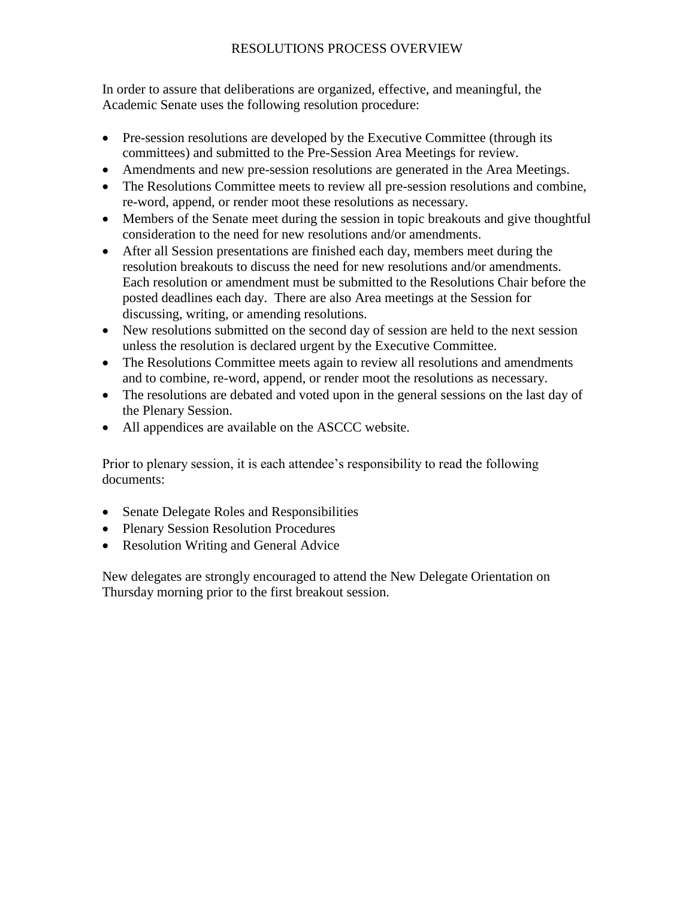# RESOLUTIONS PROCESS OVERVIEW

In order to assure that deliberations are organized, effective, and meaningful, the Academic Senate uses the following resolution procedure:

- Pre-session resolutions are developed by the Executive Committee (through its committees) and submitted to the Pre-Session Area Meetings for review.
- Amendments and new pre-session resolutions are generated in the Area Meetings.
- The Resolutions Committee meets to review all pre-session resolutions and combine, re-word, append, or render moot these resolutions as necessary.
- Members of the Senate meet during the session in topic breakouts and give thoughtful consideration to the need for new resolutions and/or amendments.
- After all Session presentations are finished each day, members meet during the resolution breakouts to discuss the need for new resolutions and/or amendments. Each resolution or amendment must be submitted to the Resolutions Chair before the posted deadlines each day. There are also Area meetings at the Session for discussing, writing, or amending resolutions.
- New resolutions submitted on the second day of session are held to the next session unless the resolution is declared urgent by the Executive Committee.
- The Resolutions Committee meets again to review all resolutions and amendments and to combine, re-word, append, or render moot the resolutions as necessary.
- The resolutions are debated and voted upon in the general sessions on the last day of the Plenary Session.
- All appendices are available on the ASCCC website.

Prior to plenary session, it is each attendee's responsibility to read the following documents:

- Senate Delegate Roles and Responsibilities
- Plenary Session Resolution Procedures
- Resolution Writing and General Advice

New delegates are strongly encouraged to attend the New Delegate Orientation on Thursday morning prior to the first breakout session.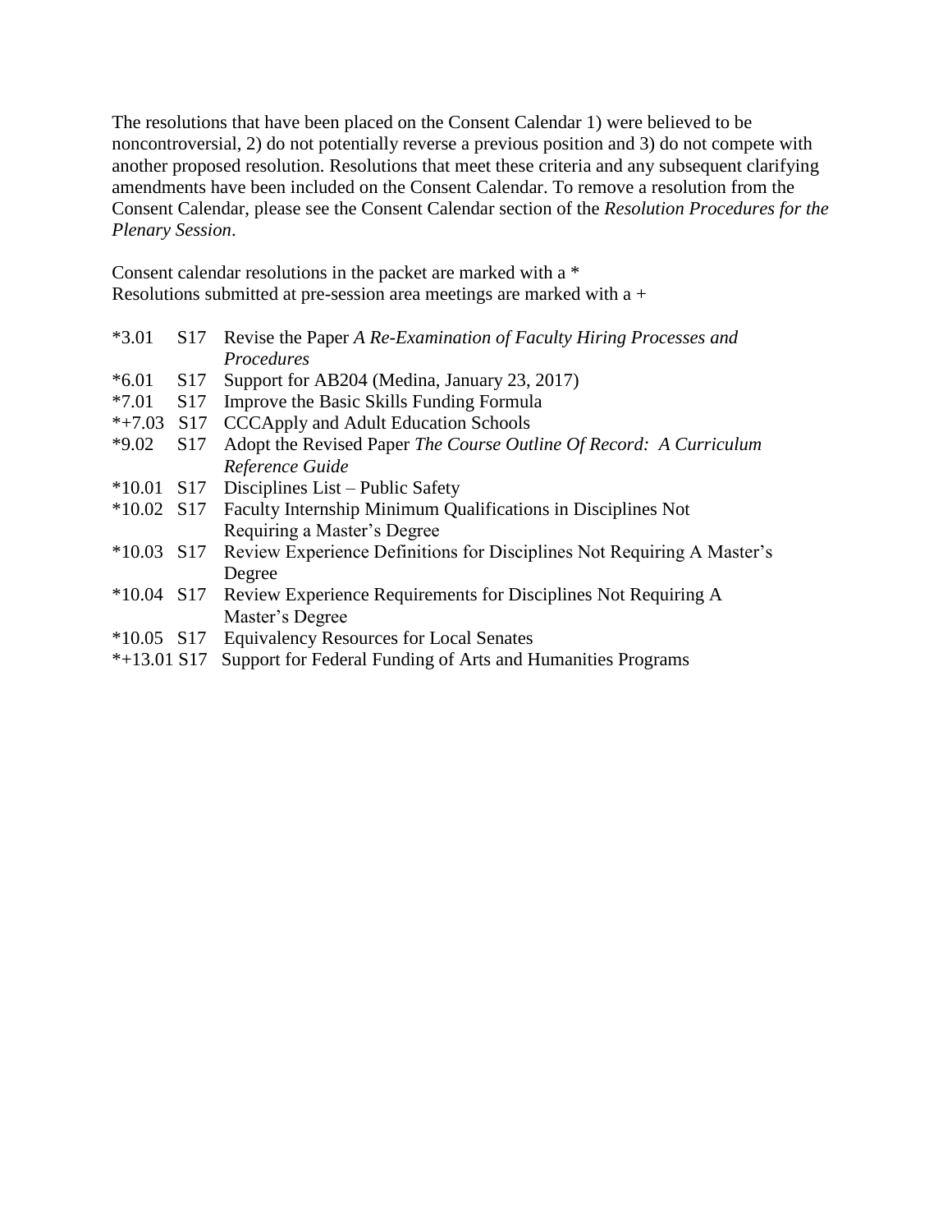The resolutions that have been placed on the Consent Calendar 1) were believed to be noncontroversial, 2) do not potentially reverse a previous position and 3) do not compete with another proposed resolution. Resolutions that meet these criteria and any subsequent clarifying amendments have been included on the Consent Calendar. To remove a resolution from the Consent Calendar, please see the Consent Calendar section of the *Resolution Procedures for the Plenary Session*.

Consent calendar resolutions in the packet are marked with a *
Resolutions submitted at pre-session area meetings are marked with a +

| | | |
|---|---|---|
| *3.01 | S17 | Revise the Paper *A Re-Examination of Faculty Hiring Processes and Procedures* |
| *6.01 | S17 | Support for AB204 (Medina, January 23, 2017) |
| *7.01 | S17 | Improve the Basic Skills Funding Formula |
| *+7.03 | S17 | CCCApply and Adult Education Schools |
| *9.02 | S17 | Adopt the Revised Paper *The Course Outline Of Record: A Curriculum Reference Guide* |
| *10.01 | S17 | Disciplines List – Public Safety |
| *10.02 | S17 | Faculty Internship Minimum Qualifications in Disciplines Not Requiring a Master's Degree |
| *10.03 | S17 | Review Experience Definitions for Disciplines Not Requiring A Master's Degree |
| *10.04 | S17 | Review Experience Requirements for Disciplines Not Requiring A Master's Degree |
| *10.05 | S17 | Equivalency Resources for Local Senates |
| *+13.01 | S17 | Support for Federal Funding of Arts and Humanities Programs |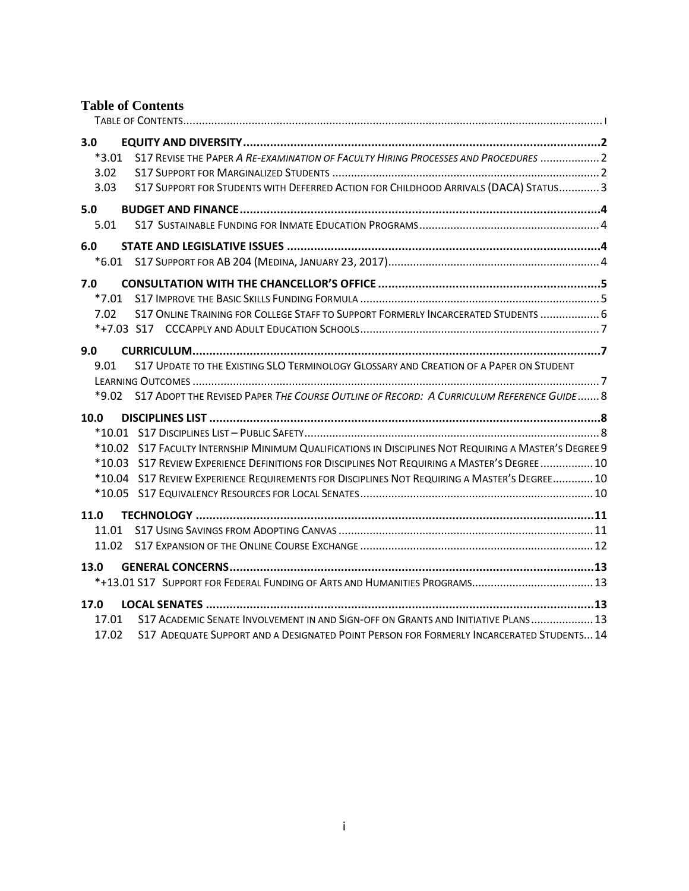# Table of Contents

TABLE OF CONTENTS ..... I

**3.0 EQUITY AND DIVERSITY ..... 2**

- *3.01 S17 REVISE THE PAPER *A RE-EXAMINATION OF FACULTY HIRING PROCESSES AND PROCEDURES* ..... 2
- 3.02 S17 SUPPORT FOR MARGINALIZED STUDENTS ..... 2
- 3.03 S17 SUPPORT FOR STUDENTS WITH DEFERRED ACTION FOR CHILDHOOD ARRIVALS (DACA) STATUS ..... 3

**5.0 BUDGET AND FINANCE ..... 4**

- 5.01 S17 SUSTAINABLE FUNDING FOR INMATE EDUCATION PROGRAMS ..... 4

**6.0 STATE AND LEGISLATIVE ISSUES ..... 4**

- *6.01 S17 SUPPORT FOR AB 204 (MEDINA, JANUARY 23, 2017) ..... 4

**7.0 CONSULTATION WITH THE CHANCELLOR'S OFFICE ..... 5**

- *7.01 S17 IMPROVE THE BASIC SKILLS FUNDING FORMULA ..... 5
- 7.02 S17 ONLINE TRAINING FOR COLLEGE STAFF TO SUPPORT FORMERLY INCARCERATED STUDENTS ..... 6
- *+7.03 S17 CCCAPPLY AND ADULT EDUCATION SCHOOLS ..... 7

**9.0 CURRICULUM ..... 7**

- 9.01 S17 UPDATE TO THE EXISTING SLO TERMINOLOGY GLOSSARY AND CREATION OF A PAPER ON STUDENT LEARNING OUTCOMES ..... 7
- *9.02 S17 ADOPT THE REVISED PAPER *THE COURSE OUTLINE OF RECORD: A CURRICULUM REFERENCE GUIDE* ..... 8

**10.0 DISCIPLINES LIST ..... 8**

- *10.01 S17 DISCIPLINES LIST – PUBLIC SAFETY ..... 8
- *10.02 S17 FACULTY INTERNSHIP MINIMUM QUALIFICATIONS IN DISCIPLINES NOT REQUIRING A MASTER'S DEGREE ..... 9
- *10.03 S17 REVIEW EXPERIENCE DEFINITIONS FOR DISCIPLINES NOT REQUIRING A MASTER'S DEGREE ..... 10
- *10.04 S17 REVIEW EXPERIENCE REQUIREMENTS FOR DISCIPLINES NOT REQUIRING A MASTER'S DEGREE ..... 10
- *10.05 S17 EQUIVALENCY RESOURCES FOR LOCAL SENATES ..... 10

**11.0 TECHNOLOGY ..... 11**

- 11.01 S17 USING SAVINGS FROM ADOPTING CANVAS ..... 11
- 11.02 S17 EXPANSION OF THE ONLINE COURSE EXCHANGE ..... 12

**13.0 GENERAL CONCERNS ..... 13**

- *+13.01 S17 SUPPORT FOR FEDERAL FUNDING OF ARTS AND HUMANITIES PROGRAMS ..... 13

**17.0 LOCAL SENATES ..... 13**

- 17.01 S17 ACADEMIC SENATE INVOLVEMENT IN AND SIGN-OFF ON GRANTS AND INITIATIVE PLANS ..... 13
- 17.02 S17 ADEQUATE SUPPORT AND A DESIGNATED POINT PERSON FOR FORMERLY INCARCERATED STUDENTS ..... 14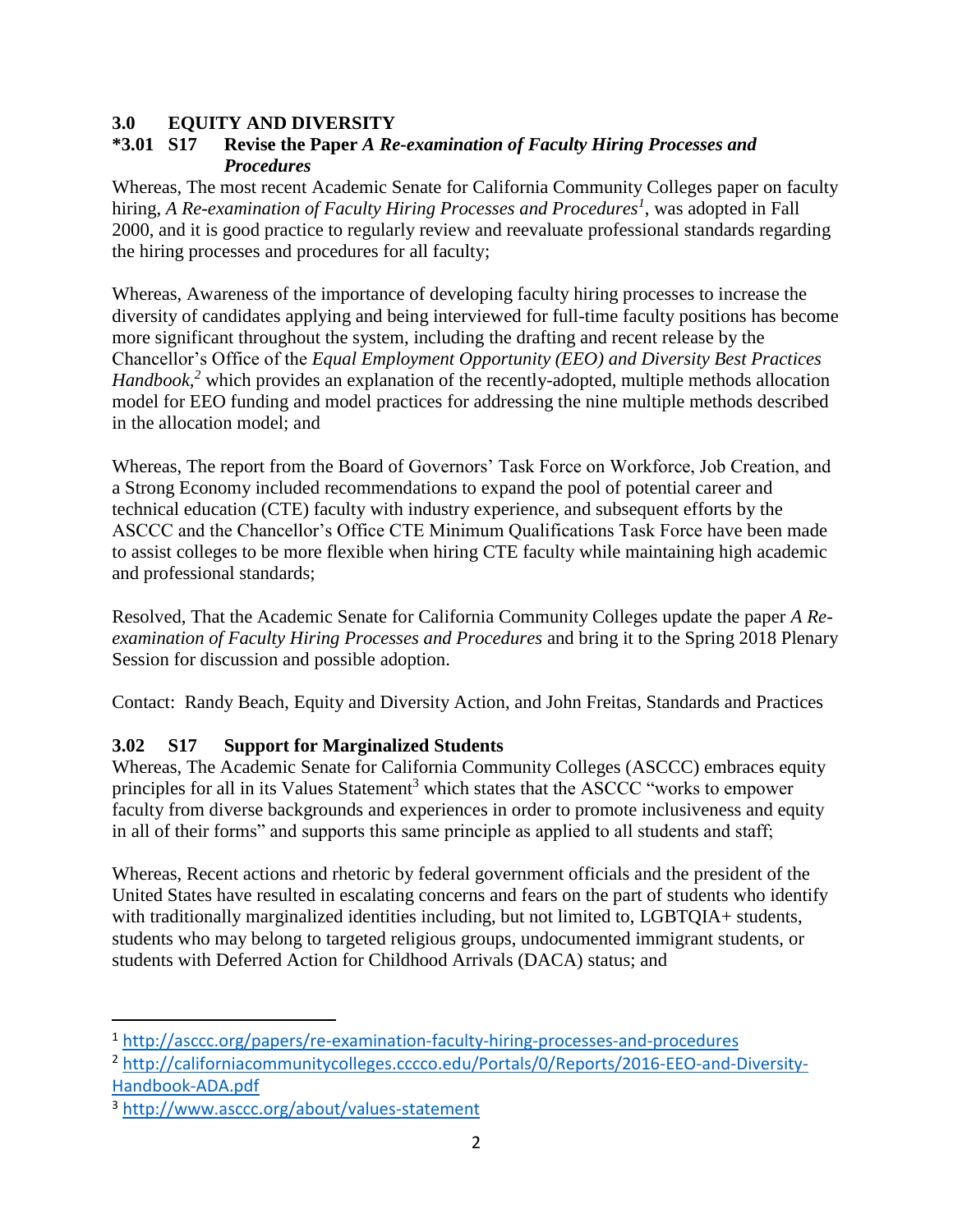## 3.0 EQUITY AND DIVERSITY

### *3.01 S17 Revise the Paper *A Re-examination of Faculty Hiring Processes and Procedures*

Whereas, The most recent Academic Senate for California Community Colleges paper on faculty hiring, *A Re-examination of Faculty Hiring Processes and Procedures*[1], was adopted in Fall 2000, and it is good practice to regularly review and reevaluate professional standards regarding the hiring processes and procedures for all faculty;

Whereas, Awareness of the importance of developing faculty hiring processes to increase the diversity of candidates applying and being interviewed for full-time faculty positions has become more significant throughout the system, including the drafting and recent release by the Chancellor's Office of the *Equal Employment Opportunity (EEO) and Diversity Best Practices Handbook*,[2] which provides an explanation of the recently-adopted, multiple methods allocation model for EEO funding and model practices for addressing the nine multiple methods described in the allocation model; and

Whereas, The report from the Board of Governors' Task Force on Workforce, Job Creation, and a Strong Economy included recommendations to expand the pool of potential career and technical education (CTE) faculty with industry experience, and subsequent efforts by the ASCCC and the Chancellor's Office CTE Minimum Qualifications Task Force have been made to assist colleges to be more flexible when hiring CTE faculty while maintaining high academic and professional standards;

Resolved, That the Academic Senate for California Community Colleges update the paper *A Re-examination of Faculty Hiring Processes and Procedures* and bring it to the Spring 2018 Plenary Session for discussion and possible adoption.

Contact: Randy Beach, Equity and Diversity Action, and John Freitas, Standards and Practices

### 3.02 S17 Support for Marginalized Students

Whereas, The Academic Senate for California Community Colleges (ASCCC) embraces equity principles for all in its Values Statement[3] which states that the ASCCC "works to empower faculty from diverse backgrounds and experiences in order to promote inclusiveness and equity in all of their forms" and supports this same principle as applied to all students and staff;

Whereas, Recent actions and rhetoric by federal government officials and the president of the United States have resulted in escalating concerns and fears on the part of students who identify with traditionally marginalized identities including, but not limited to, LGBTQIA+ students, students who may belong to targeted religious groups, undocumented immigrant students, or students with Deferred Action for Childhood Arrivals (DACA) status; and

---

[1] http://asccc.org/papers/re-examination-faculty-hiring-processes-and-procedures

[2] http://californiacommunitycolleges.cccco.edu/Portals/0/Reports/2016-EEO-and-Diversity-Handbook-ADA.pdf

[3] http://www.asccc.org/about/values-statement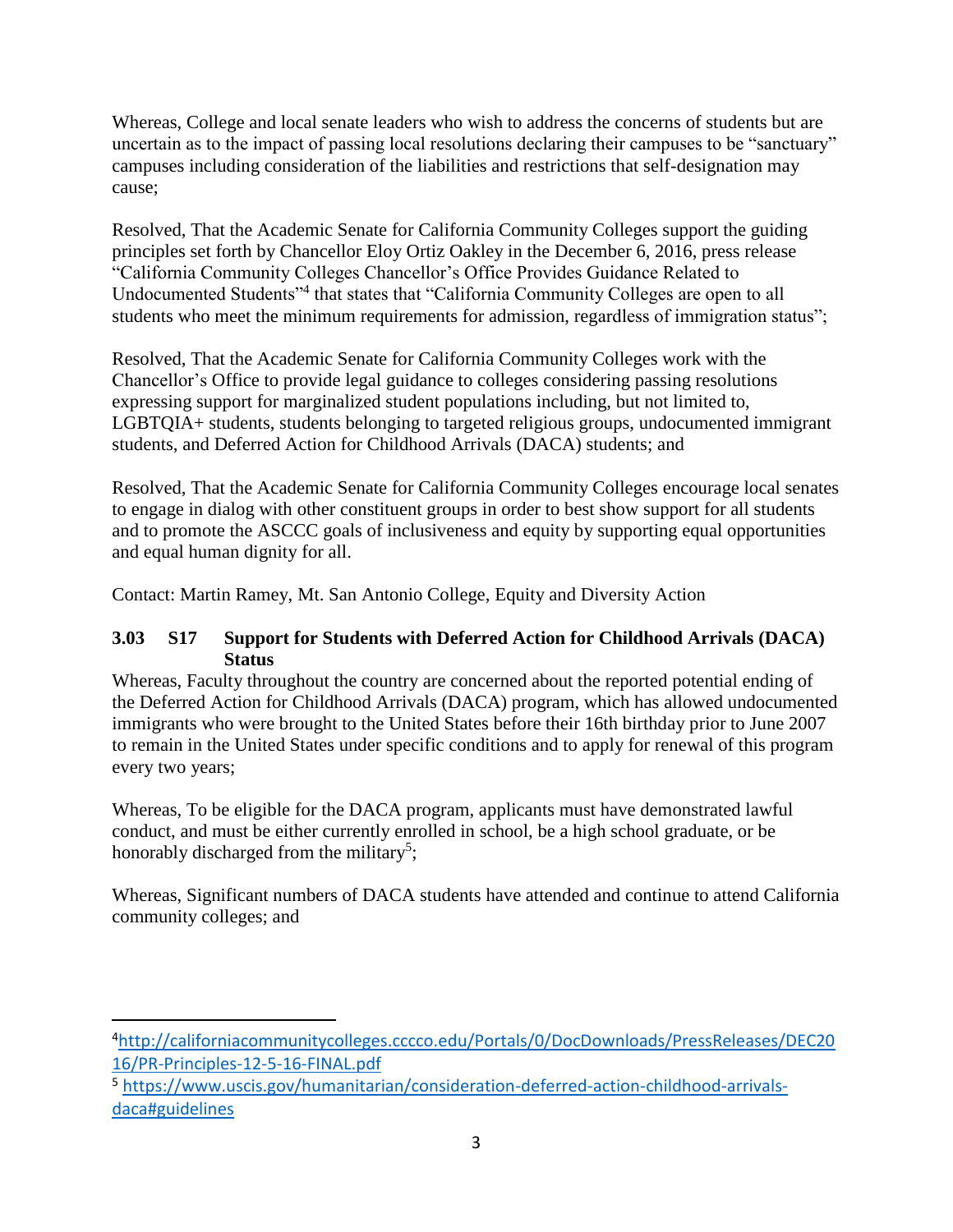Whereas, College and local senate leaders who wish to address the concerns of students but are uncertain as to the impact of passing local resolutions declaring their campuses to be "sanctuary" campuses including consideration of the liabilities and restrictions that self-designation may cause;

Resolved, That the Academic Senate for California Community Colleges support the guiding principles set forth by Chancellor Eloy Ortiz Oakley in the December 6, 2016, press release "California Community Colleges Chancellor's Office Provides Guidance Related to Undocumented Students"[4] that states that "California Community Colleges are open to all students who meet the minimum requirements for admission, regardless of immigration status";

Resolved, That the Academic Senate for California Community Colleges work with the Chancellor's Office to provide legal guidance to colleges considering passing resolutions expressing support for marginalized student populations including, but not limited to, LGBTQIA+ students, students belonging to targeted religious groups, undocumented immigrant students, and Deferred Action for Childhood Arrivals (DACA) students; and

Resolved, That the Academic Senate for California Community Colleges encourage local senates to engage in dialog with other constituent groups in order to best show support for all students and to promote the ASCCC goals of inclusiveness and equity by supporting equal opportunities and equal human dignity for all.

Contact: Martin Ramey, Mt. San Antonio College, Equity and Diversity Action

### 3.03 S17 Support for Students with Deferred Action for Childhood Arrivals (DACA) Status

Whereas, Faculty throughout the country are concerned about the reported potential ending of the Deferred Action for Childhood Arrivals (DACA) program, which has allowed undocumented immigrants who were brought to the United States before their 16th birthday prior to June 2007 to remain in the United States under specific conditions and to apply for renewal of this program every two years;

Whereas, To be eligible for the DACA program, applicants must have demonstrated lawful conduct, and must be either currently enrolled in school, be a high school graduate, or be honorably discharged from the military[5];

Whereas, Significant numbers of DACA students have attended and continue to attend California community colleges; and

---

[4] http://californiacommunitycolleges.cccco.edu/Portals/0/DocDownloads/PressReleases/DEC2016/PR-Principles-12-5-16-FINAL.pdf

[5] https://www.uscis.gov/humanitarian/consideration-deferred-action-childhood-arrivals-daca#guidelines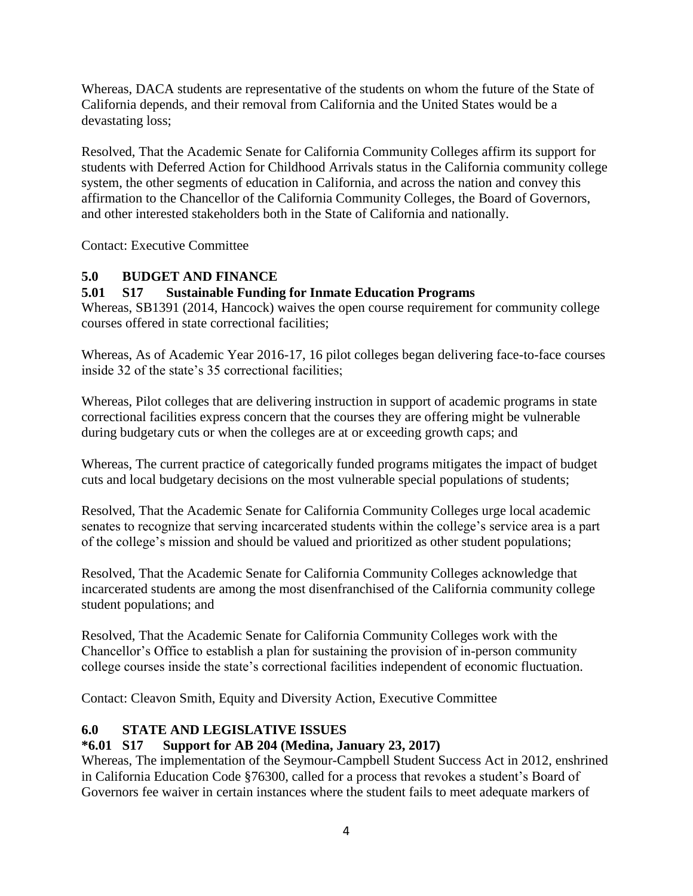Whereas, DACA students are representative of the students on whom the future of the State of California depends, and their removal from California and the United States would be a devastating loss;

Resolved, That the Academic Senate for California Community Colleges affirm its support for students with Deferred Action for Childhood Arrivals status in the California community college system, the other segments of education in California, and across the nation and convey this affirmation to the Chancellor of the California Community Colleges, the Board of Governors, and other interested stakeholders both in the State of California and nationally.

Contact: Executive Committee

## 5.0 BUDGET AND FINANCE

### 5.01 S17 Sustainable Funding for Inmate Education Programs

Whereas, SB1391 (2014, Hancock) waives the open course requirement for community college courses offered in state correctional facilities;

Whereas, As of Academic Year 2016-17, 16 pilot colleges began delivering face-to-face courses inside 32 of the state's 35 correctional facilities;

Whereas, Pilot colleges that are delivering instruction in support of academic programs in state correctional facilities express concern that the courses they are offering might be vulnerable during budgetary cuts or when the colleges are at or exceeding growth caps; and

Whereas, The current practice of categorically funded programs mitigates the impact of budget cuts and local budgetary decisions on the most vulnerable special populations of students;

Resolved, That the Academic Senate for California Community Colleges urge local academic senates to recognize that serving incarcerated students within the college's service area is a part of the college's mission and should be valued and prioritized as other student populations;

Resolved, That the Academic Senate for California Community Colleges acknowledge that incarcerated students are among the most disenfranchised of the California community college student populations; and

Resolved, That the Academic Senate for California Community Colleges work with the Chancellor's Office to establish a plan for sustaining the provision of in-person community college courses inside the state's correctional facilities independent of economic fluctuation.

Contact: Cleavon Smith, Equity and Diversity Action, Executive Committee

## 6.0 STATE AND LEGISLATIVE ISSUES

### *6.01 S17 Support for AB 204 (Medina, January 23, 2017)

Whereas, The implementation of the Seymour-Campbell Student Success Act in 2012, enshrined in California Education Code §76300, called for a process that revokes a student's Board of Governors fee waiver in certain instances where the student fails to meet adequate markers of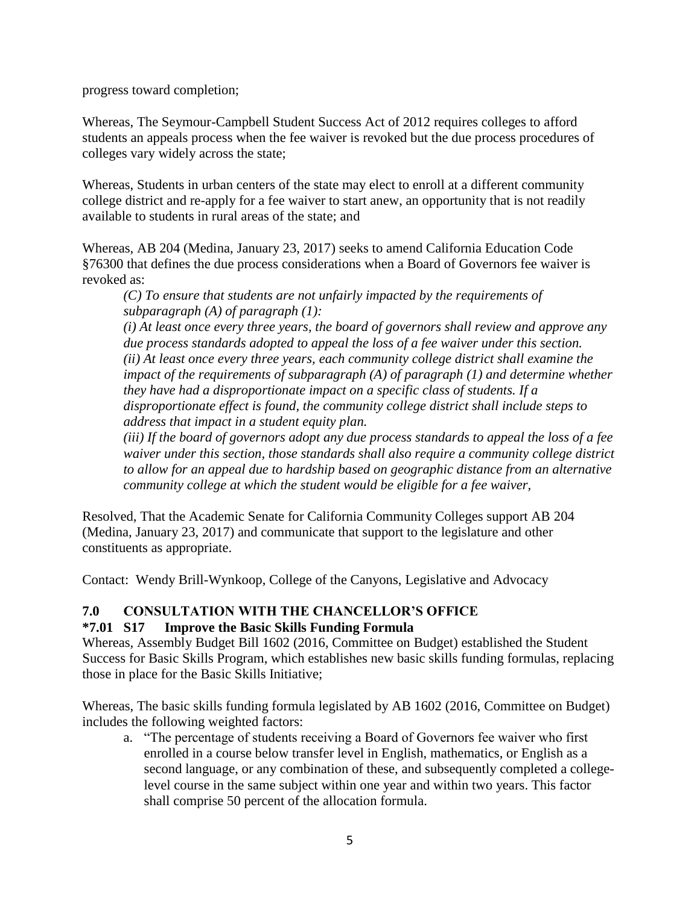progress toward completion;

Whereas, The Seymour-Campbell Student Success Act of 2012 requires colleges to afford students an appeals process when the fee waiver is revoked but the due process procedures of colleges vary widely across the state;

Whereas, Students in urban centers of the state may elect to enroll at a different community college district and re-apply for a fee waiver to start anew, an opportunity that is not readily available to students in rural areas of the state; and

Whereas, AB 204 (Medina, January 23, 2017) seeks to amend California Education Code §76300 that defines the due process considerations when a Board of Governors fee waiver is revoked as:

> *(C) To ensure that students are not unfairly impacted by the requirements of subparagraph (A) of paragraph (1):*
> *(i) At least once every three years, the board of governors shall review and approve any due process standards adopted to appeal the loss of a fee waiver under this section.*
> *(ii) At least once every three years, each community college district shall examine the impact of the requirements of subparagraph (A) of paragraph (1) and determine whether they have had a disproportionate impact on a specific class of students. If a disproportionate effect is found, the community college district shall include steps to address that impact in a student equity plan.*
> *(iii) If the board of governors adopt any due process standards to appeal the loss of a fee waiver under this section, those standards shall also require a community college district to allow for an appeal due to hardship based on geographic distance from an alternative community college at which the student would be eligible for a fee waiver,*

Resolved, That the Academic Senate for California Community Colleges support AB 204 (Medina, January 23, 2017) and communicate that support to the legislature and other constituents as appropriate.

Contact: Wendy Brill-Wynkoop, College of the Canyons, Legislative and Advocacy

## 7.0 CONSULTATION WITH THE CHANCELLOR'S OFFICE

### *7.01 S17 Improve the Basic Skills Funding Formula

Whereas, Assembly Budget Bill 1602 (2016, Committee on Budget) established the Student Success for Basic Skills Program, which establishes new basic skills funding formulas, replacing those in place for the Basic Skills Initiative;

Whereas, The basic skills funding formula legislated by AB 1602 (2016, Committee on Budget) includes the following weighted factors:

a. "The percentage of students receiving a Board of Governors fee waiver who first enrolled in a course below transfer level in English, mathematics, or English as a second language, or any combination of these, and subsequently completed a college-level course in the same subject within one year and within two years. This factor shall comprise 50 percent of the allocation formula.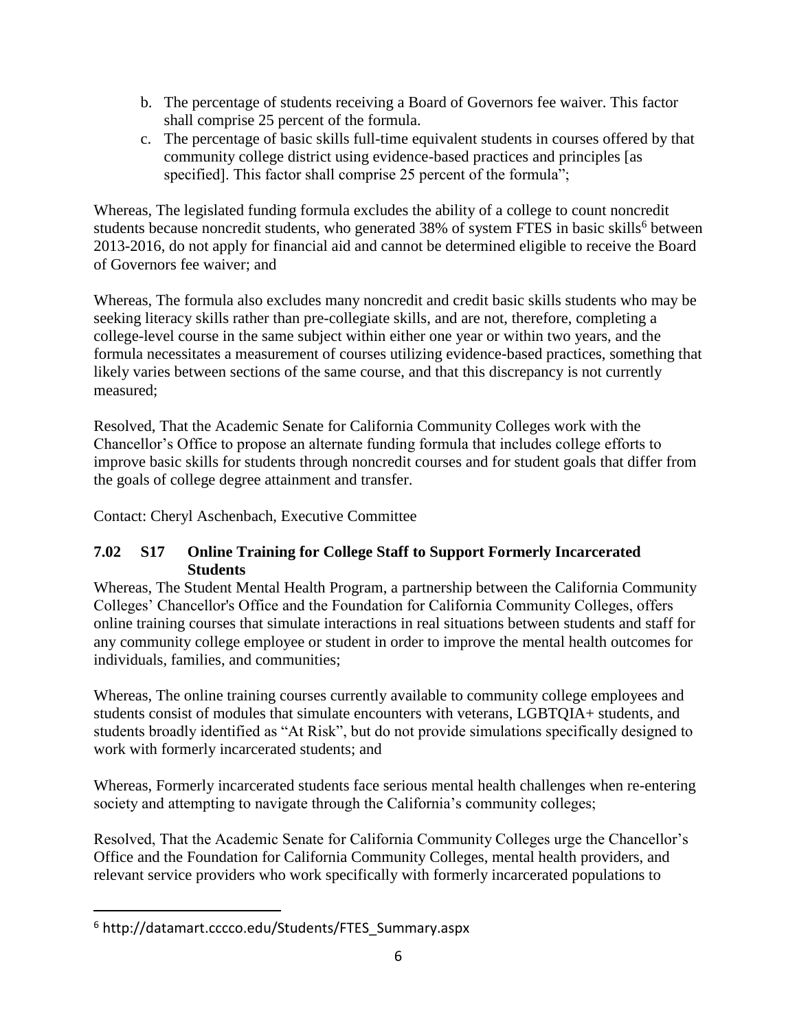b. The percentage of students receiving a Board of Governors fee waiver. This factor shall comprise 25 percent of the formula.
c. The percentage of basic skills full-time equivalent students in courses offered by that community college district using evidence-based practices and principles [as specified]. This factor shall comprise 25 percent of the formula";

Whereas, The legislated funding formula excludes the ability of a college to count noncredit students because noncredit students, who generated 38% of system FTES in basic skills[6] between 2013-2016, do not apply for financial aid and cannot be determined eligible to receive the Board of Governors fee waiver; and

Whereas, The formula also excludes many noncredit and credit basic skills students who may be seeking literacy skills rather than pre-collegiate skills, and are not, therefore, completing a college-level course in the same subject within either one year or within two years, and the formula necessitates a measurement of courses utilizing evidence-based practices, something that likely varies between sections of the same course, and that this discrepancy is not currently measured;

Resolved, That the Academic Senate for California Community Colleges work with the Chancellor's Office to propose an alternate funding formula that includes college efforts to improve basic skills for students through noncredit courses and for student goals that differ from the goals of college degree attainment and transfer.

Contact: Cheryl Aschenbach, Executive Committee

### 7.02 S17 Online Training for College Staff to Support Formerly Incarcerated Students

Whereas, The Student Mental Health Program, a partnership between the California Community Colleges' Chancellor's Office and the Foundation for California Community Colleges, offers online training courses that simulate interactions in real situations between students and staff for any community college employee or student in order to improve the mental health outcomes for individuals, families, and communities;

Whereas, The online training courses currently available to community college employees and students consist of modules that simulate encounters with veterans, LGBTQIA+ students, and students broadly identified as "At Risk", but do not provide simulations specifically designed to work with formerly incarcerated students; and

Whereas, Formerly incarcerated students face serious mental health challenges when re-entering society and attempting to navigate through the California's community colleges;

Resolved, That the Academic Senate for California Community Colleges urge the Chancellor's Office and the Foundation for California Community Colleges, mental health providers, and relevant service providers who work specifically with formerly incarcerated populations to

[6] http://datamart.cccco.edu/Students/FTES_Summary.aspx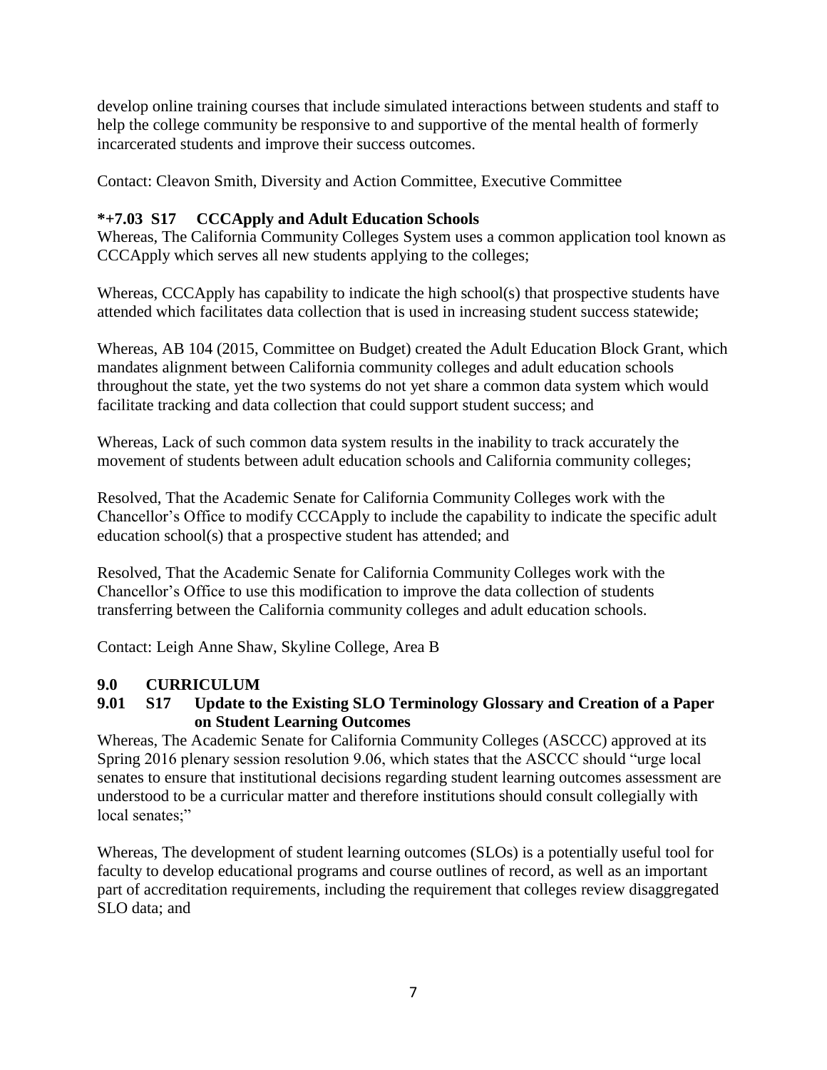develop online training courses that include simulated interactions between students and staff to help the college community be responsive to and supportive of the mental health of formerly incarcerated students and improve their success outcomes.

Contact: Cleavon Smith, Diversity and Action Committee, Executive Committee

**\*+7.03 S17 CCCApply and Adult Education Schools**

Whereas, The California Community Colleges System uses a common application tool known as CCCApply which serves all new students applying to the colleges;

Whereas, CCCApply has capability to indicate the high school(s) that prospective students have attended which facilitates data collection that is used in increasing student success statewide;

Whereas, AB 104 (2015, Committee on Budget) created the Adult Education Block Grant, which mandates alignment between California community colleges and adult education schools throughout the state, yet the two systems do not yet share a common data system which would facilitate tracking and data collection that could support student success; and

Whereas, Lack of such common data system results in the inability to track accurately the movement of students between adult education schools and California community colleges;

Resolved, That the Academic Senate for California Community Colleges work with the Chancellor's Office to modify CCCApply to include the capability to indicate the specific adult education school(s) that a prospective student has attended; and

Resolved, That the Academic Senate for California Community Colleges work with the Chancellor's Office to use this modification to improve the data collection of students transferring between the California community colleges and adult education schools.

Contact: Leigh Anne Shaw, Skyline College, Area B

## 9.0 CURRICULUM

### 9.01 S17 Update to the Existing SLO Terminology Glossary and Creation of a Paper on Student Learning Outcomes

Whereas, The Academic Senate for California Community Colleges (ASCCC) approved at its Spring 2016 plenary session resolution 9.06, which states that the ASCCC should "urge local senates to ensure that institutional decisions regarding student learning outcomes assessment are understood to be a curricular matter and therefore institutions should consult collegially with local senates;"

Whereas, The development of student learning outcomes (SLOs) is a potentially useful tool for faculty to develop educational programs and course outlines of record, as well as an important part of accreditation requirements, including the requirement that colleges review disaggregated SLO data; and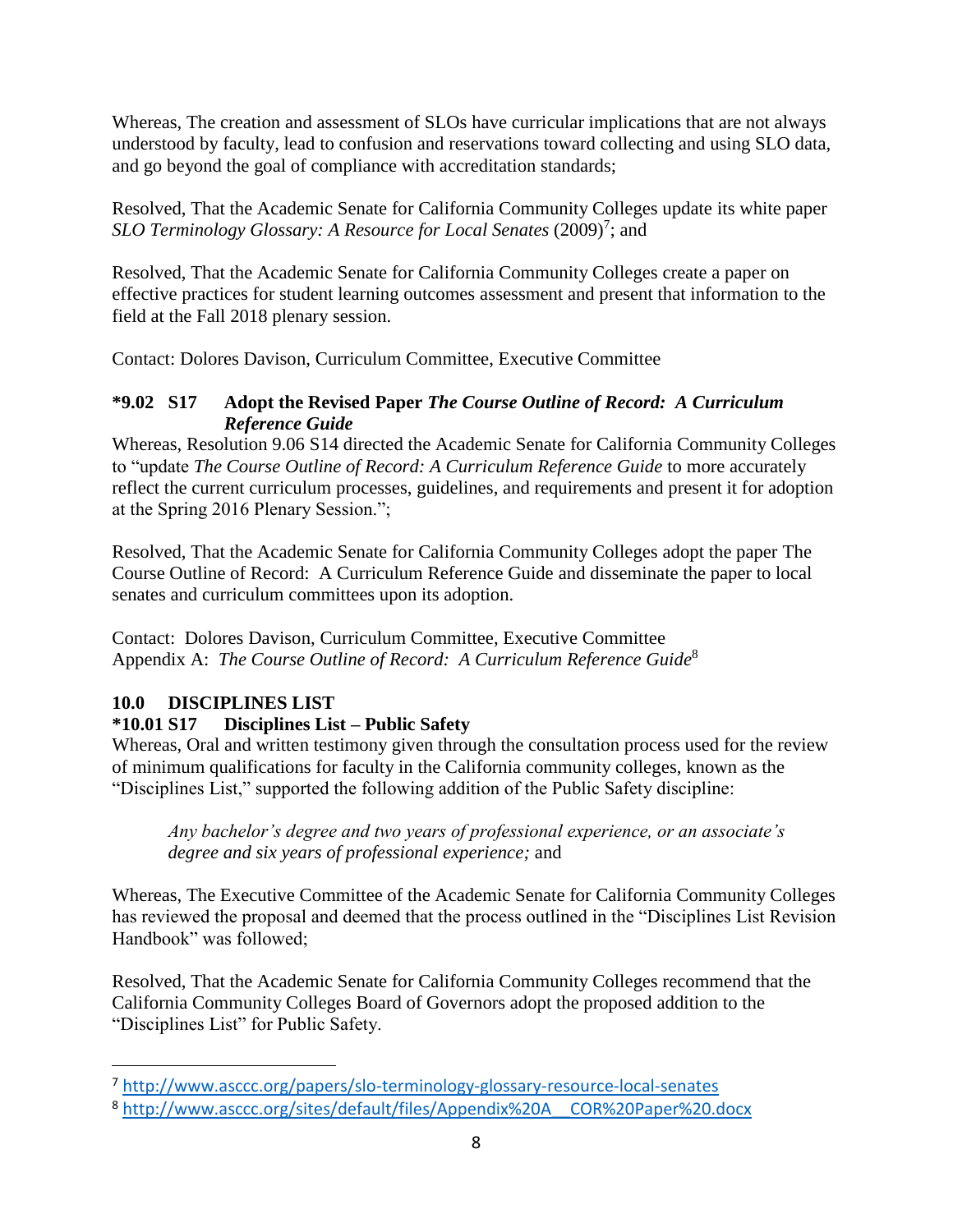Whereas, The creation and assessment of SLOs have curricular implications that are not always understood by faculty, lead to confusion and reservations toward collecting and using SLO data, and go beyond the goal of compliance with accreditation standards;

Resolved, That the Academic Senate for California Community Colleges update its white paper *SLO Terminology Glossary: A Resource for Local Senates* (2009)[7]; and

Resolved, That the Academic Senate for California Community Colleges create a paper on effective practices for student learning outcomes assessment and present that information to the field at the Fall 2018 plenary session.

Contact: Dolores Davison, Curriculum Committee, Executive Committee

### *9.02 S17 Adopt the Revised Paper *The Course Outline of Record: A Curriculum Reference Guide*

Whereas, Resolution 9.06 S14 directed the Academic Senate for California Community Colleges to "update *The Course Outline of Record: A Curriculum Reference Guide* to more accurately reflect the current curriculum processes, guidelines, and requirements and present it for adoption at the Spring 2016 Plenary Session.";

Resolved, That the Academic Senate for California Community Colleges adopt the paper The Course Outline of Record: A Curriculum Reference Guide and disseminate the paper to local senates and curriculum committees upon its adoption.

Contact: Dolores Davison, Curriculum Committee, Executive Committee
Appendix A: *The Course Outline of Record: A Curriculum Reference Guide*[8]

## 10.0 DISCIPLINES LIST

### *10.01 S17 Disciplines List – Public Safety

Whereas, Oral and written testimony given through the consultation process used for the review of minimum qualifications for faculty in the California community colleges, known as the "Disciplines List," supported the following addition of the Public Safety discipline:

> *Any bachelor's degree and two years of professional experience, or an associate's degree and six years of professional experience;* and

Whereas, The Executive Committee of the Academic Senate for California Community Colleges has reviewed the proposal and deemed that the process outlined in the "Disciplines List Revision Handbook" was followed;

Resolved, That the Academic Senate for California Community Colleges recommend that the California Community Colleges Board of Governors adopt the proposed addition to the "Disciplines List" for Public Safety.

---

[7] http://www.asccc.org/papers/slo-terminology-glossary-resource-local-senates

[8] http://www.asccc.org/sites/default/files/Appendix%20A__COR%20Paper%20.docx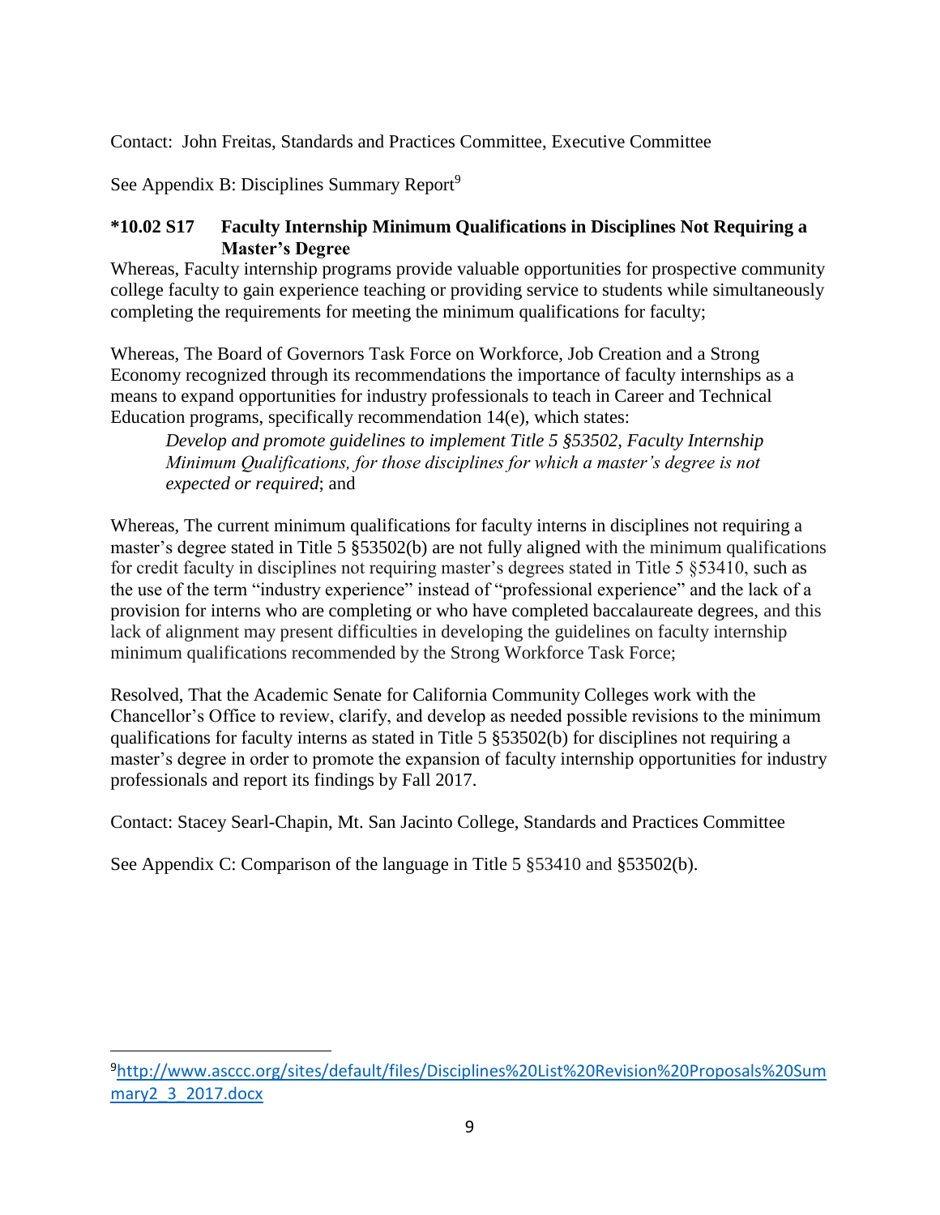Contact: John Freitas, Standards and Practices Committee, Executive Committee

See Appendix B: Disciplines Summary Report[9]

### *10.02 S17 Faculty Internship Minimum Qualifications in Disciplines Not Requiring a Master's Degree

Whereas, Faculty internship programs provide valuable opportunities for prospective community college faculty to gain experience teaching or providing service to students while simultaneously completing the requirements for meeting the minimum qualifications for faculty;

Whereas, The Board of Governors Task Force on Workforce, Job Creation and a Strong Economy recognized through its recommendations the importance of faculty internships as a means to expand opportunities for industry professionals to teach in Career and Technical Education programs, specifically recommendation 14(e), which states:

> *Develop and promote guidelines to implement Title 5 §53502, Faculty Internship Minimum Qualifications, for those disciplines for which a master's degree is not expected or required*; and

Whereas, The current minimum qualifications for faculty interns in disciplines not requiring a master's degree stated in Title 5 §53502(b) are not fully aligned with the minimum qualifications for credit faculty in disciplines not requiring master's degrees stated in Title 5 §53410, such as the use of the term "industry experience" instead of "professional experience" and the lack of a provision for interns who are completing or who have completed baccalaureate degrees, and this lack of alignment may present difficulties in developing the guidelines on faculty internship minimum qualifications recommended by the Strong Workforce Task Force;

Resolved, That the Academic Senate for California Community Colleges work with the Chancellor's Office to review, clarify, and develop as needed possible revisions to the minimum qualifications for faculty interns as stated in Title 5 §53502(b) for disciplines not requiring a master's degree in order to promote the expansion of faculty internship opportunities for industry professionals and report its findings by Fall 2017.

Contact: Stacey Searl-Chapin, Mt. San Jacinto College, Standards and Practices Committee

See Appendix C: Comparison of the language in Title 5 §53410 and §53502(b).

---

[9] http://www.asccc.org/sites/default/files/Disciplines%20List%20Revision%20Proposals%20Summary2_3_2017.docx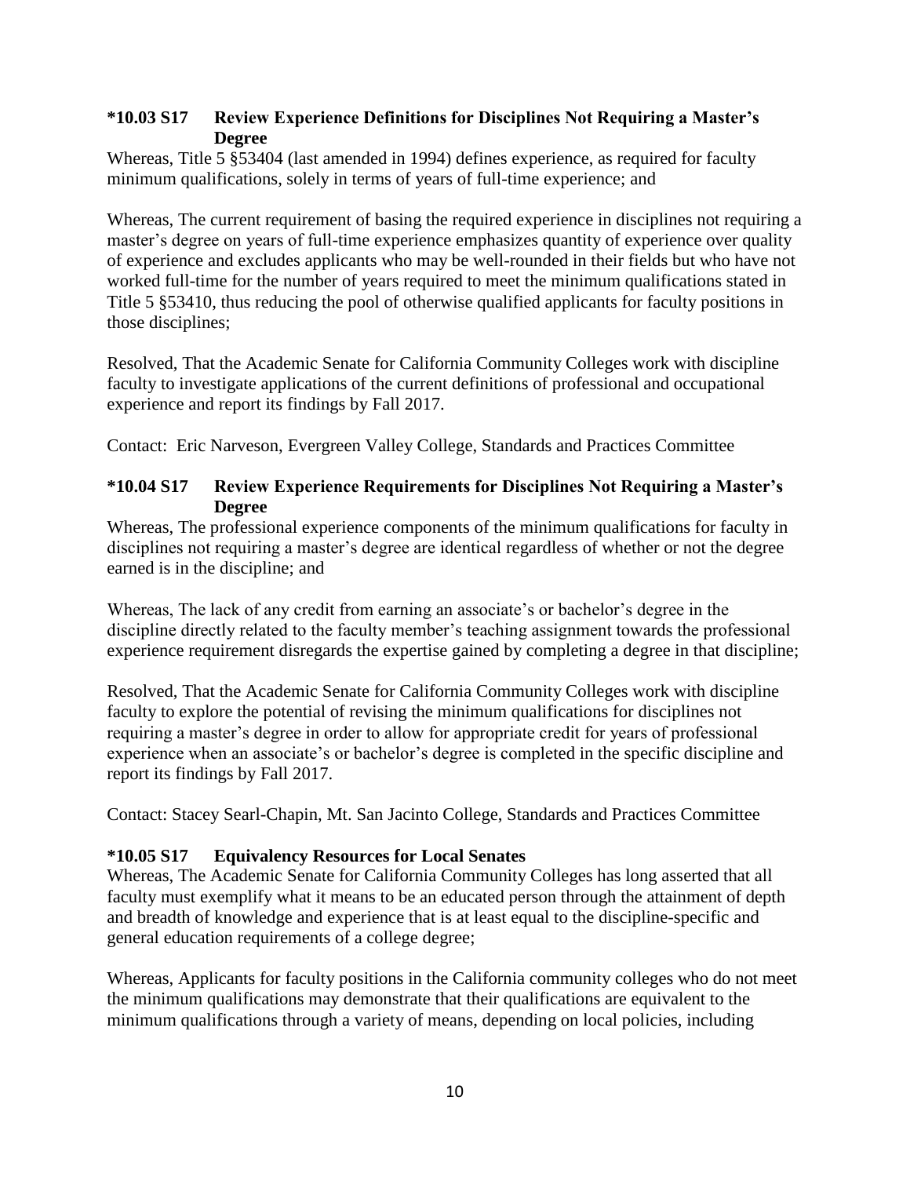### *10.03 S17 Review Experience Definitions for Disciplines Not Requiring a Master's Degree

Whereas, Title 5 §53404 (last amended in 1994) defines experience, as required for faculty minimum qualifications, solely in terms of years of full-time experience; and

Whereas, The current requirement of basing the required experience in disciplines not requiring a master's degree on years of full-time experience emphasizes quantity of experience over quality of experience and excludes applicants who may be well-rounded in their fields but who have not worked full-time for the number of years required to meet the minimum qualifications stated in Title 5 §53410, thus reducing the pool of otherwise qualified applicants for faculty positions in those disciplines;

Resolved, That the Academic Senate for California Community Colleges work with discipline faculty to investigate applications of the current definitions of professional and occupational experience and report its findings by Fall 2017.

Contact: Eric Narveson, Evergreen Valley College, Standards and Practices Committee

### *10.04 S17 Review Experience Requirements for Disciplines Not Requiring a Master's Degree

Whereas, The professional experience components of the minimum qualifications for faculty in disciplines not requiring a master's degree are identical regardless of whether or not the degree earned is in the discipline; and

Whereas, The lack of any credit from earning an associate's or bachelor's degree in the discipline directly related to the faculty member's teaching assignment towards the professional experience requirement disregards the expertise gained by completing a degree in that discipline;

Resolved, That the Academic Senate for California Community Colleges work with discipline faculty to explore the potential of revising the minimum qualifications for disciplines not requiring a master's degree in order to allow for appropriate credit for years of professional experience when an associate's or bachelor's degree is completed in the specific discipline and report its findings by Fall 2017.

Contact: Stacey Searl-Chapin, Mt. San Jacinto College, Standards and Practices Committee

### *10.05 S17 Equivalency Resources for Local Senates

Whereas, The Academic Senate for California Community Colleges has long asserted that all faculty must exemplify what it means to be an educated person through the attainment of depth and breadth of knowledge and experience that is at least equal to the discipline-specific and general education requirements of a college degree;

Whereas, Applicants for faculty positions in the California community colleges who do not meet the minimum qualifications may demonstrate that their qualifications are equivalent to the minimum qualifications through a variety of means, depending on local policies, including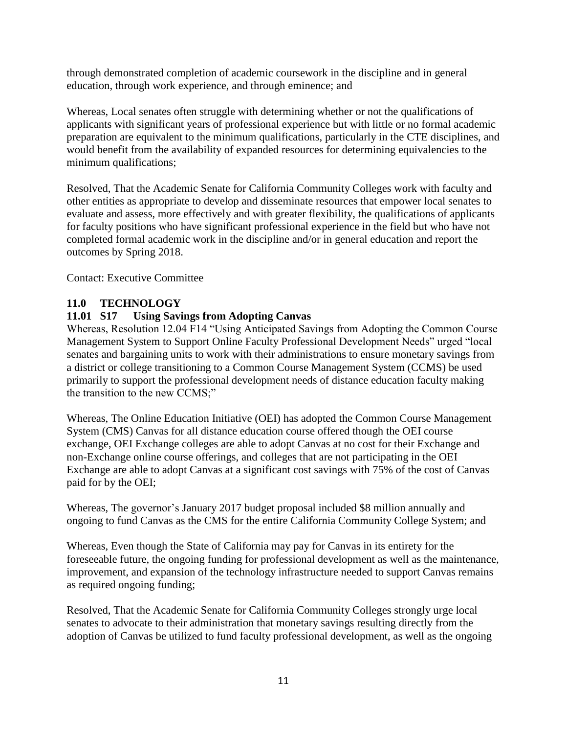through demonstrated completion of academic coursework in the discipline and in general education, through work experience, and through eminence; and

Whereas, Local senates often struggle with determining whether or not the qualifications of applicants with significant years of professional experience but with little or no formal academic preparation are equivalent to the minimum qualifications, particularly in the CTE disciplines, and would benefit from the availability of expanded resources for determining equivalencies to the minimum qualifications;

Resolved, That the Academic Senate for California Community Colleges work with faculty and other entities as appropriate to develop and disseminate resources that empower local senates to evaluate and assess, more effectively and with greater flexibility, the qualifications of applicants for faculty positions who have significant professional experience in the field but who have not completed formal academic work in the discipline and/or in general education and report the outcomes by Spring 2018.

Contact: Executive Committee

## 11.0 TECHNOLOGY

### 11.01 S17 Using Savings from Adopting Canvas

Whereas, Resolution 12.04 F14 "Using Anticipated Savings from Adopting the Common Course Management System to Support Online Faculty Professional Development Needs" urged "local senates and bargaining units to work with their administrations to ensure monetary savings from a district or college transitioning to a Common Course Management System (CCMS) be used primarily to support the professional development needs of distance education faculty making the transition to the new CCMS;"

Whereas, The Online Education Initiative (OEI) has adopted the Common Course Management System (CMS) Canvas for all distance education course offered though the OEI course exchange, OEI Exchange colleges are able to adopt Canvas at no cost for their Exchange and non-Exchange online course offerings, and colleges that are not participating in the OEI Exchange are able to adopt Canvas at a significant cost savings with 75% of the cost of Canvas paid for by the OEI;

Whereas, The governor's January 2017 budget proposal included $8 million annually and ongoing to fund Canvas as the CMS for the entire California Community College System; and

Whereas, Even though the State of California may pay for Canvas in its entirety for the foreseeable future, the ongoing funding for professional development as well as the maintenance, improvement, and expansion of the technology infrastructure needed to support Canvas remains as required ongoing funding;

Resolved, That the Academic Senate for California Community Colleges strongly urge local senates to advocate to their administration that monetary savings resulting directly from the adoption of Canvas be utilized to fund faculty professional development, as well as the ongoing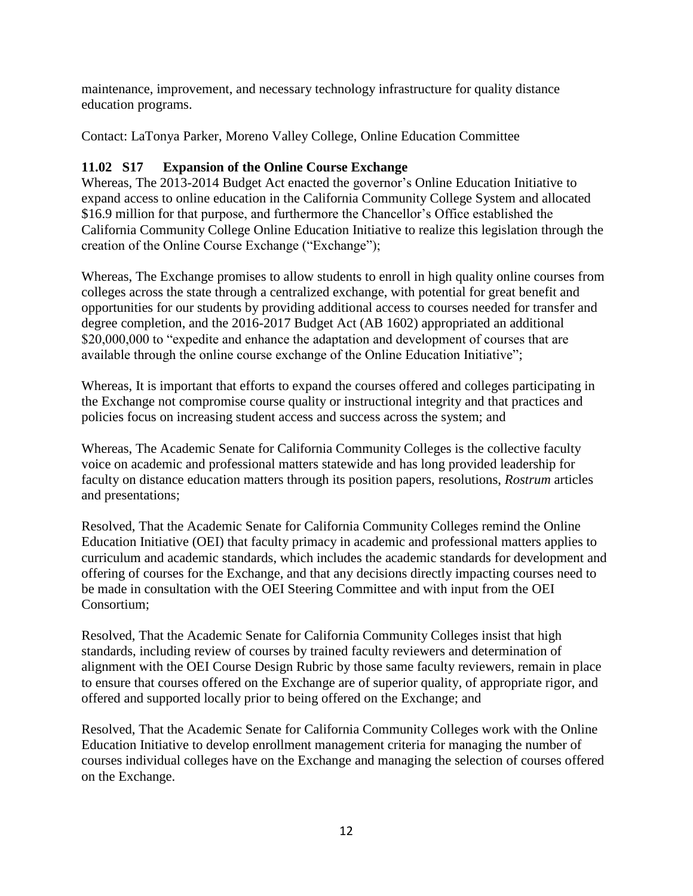maintenance, improvement, and necessary technology infrastructure for quality distance education programs.

Contact: LaTonya Parker, Moreno Valley College, Online Education Committee

### 11.02 S17 Expansion of the Online Course Exchange

Whereas, The 2013-2014 Budget Act enacted the governor's Online Education Initiative to expand access to online education in the California Community College System and allocated $16.9 million for that purpose, and furthermore the Chancellor's Office established the California Community College Online Education Initiative to realize this legislation through the creation of the Online Course Exchange ("Exchange");

Whereas, The Exchange promises to allow students to enroll in high quality online courses from colleges across the state through a centralized exchange, with potential for great benefit and opportunities for our students by providing additional access to courses needed for transfer and degree completion, and the 2016-2017 Budget Act (AB 1602) appropriated an additional $20,000,000 to "expedite and enhance the adaptation and development of courses that are available through the online course exchange of the Online Education Initiative";

Whereas, It is important that efforts to expand the courses offered and colleges participating in the Exchange not compromise course quality or instructional integrity and that practices and policies focus on increasing student access and success across the system; and

Whereas, The Academic Senate for California Community Colleges is the collective faculty voice on academic and professional matters statewide and has long provided leadership for faculty on distance education matters through its position papers, resolutions, *Rostrum* articles and presentations;

Resolved, That the Academic Senate for California Community Colleges remind the Online Education Initiative (OEI) that faculty primacy in academic and professional matters applies to curriculum and academic standards, which includes the academic standards for development and offering of courses for the Exchange, and that any decisions directly impacting courses need to be made in consultation with the OEI Steering Committee and with input from the OEI Consortium;

Resolved, That the Academic Senate for California Community Colleges insist that high standards, including review of courses by trained faculty reviewers and determination of alignment with the OEI Course Design Rubric by those same faculty reviewers, remain in place to ensure that courses offered on the Exchange are of superior quality, of appropriate rigor, and offered and supported locally prior to being offered on the Exchange; and

Resolved, That the Academic Senate for California Community Colleges work with the Online Education Initiative to develop enrollment management criteria for managing the number of courses individual colleges have on the Exchange and managing the selection of courses offered on the Exchange.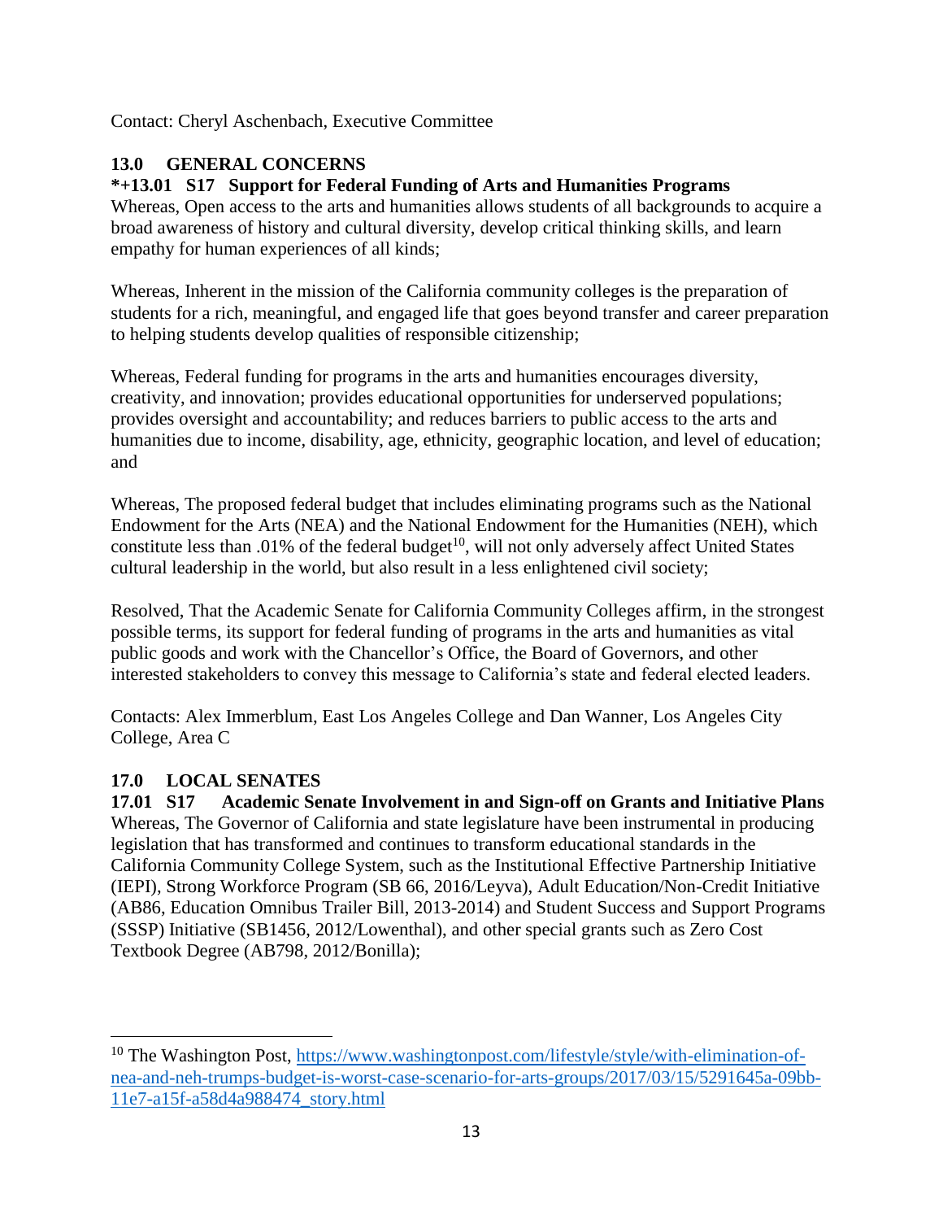Contact: Cheryl Aschenbach, Executive Committee

## 13.0 GENERAL CONCERNS

### *+13.01 S17 Support for Federal Funding of Arts and Humanities Programs

Whereas, Open access to the arts and humanities allows students of all backgrounds to acquire a broad awareness of history and cultural diversity, develop critical thinking skills, and learn empathy for human experiences of all kinds;

Whereas, Inherent in the mission of the California community colleges is the preparation of students for a rich, meaningful, and engaged life that goes beyond transfer and career preparation to helping students develop qualities of responsible citizenship;

Whereas, Federal funding for programs in the arts and humanities encourages diversity, creativity, and innovation; provides educational opportunities for underserved populations; provides oversight and accountability; and reduces barriers to public access to the arts and humanities due to income, disability, age, ethnicity, geographic location, and level of education; and

Whereas, The proposed federal budget that includes eliminating programs such as the National Endowment for the Arts (NEA) and the National Endowment for the Humanities (NEH), which constitute less than .01% of the federal budget[10], will not only adversely affect United States cultural leadership in the world, but also result in a less enlightened civil society;

Resolved, That the Academic Senate for California Community Colleges affirm, in the strongest possible terms, its support for federal funding of programs in the arts and humanities as vital public goods and work with the Chancellor's Office, the Board of Governors, and other interested stakeholders to convey this message to California's state and federal elected leaders.

Contacts: Alex Immerblum, East Los Angeles College and Dan Wanner, Los Angeles City College, Area C

## 17.0 LOCAL SENATES

### 17.01 S17 Academic Senate Involvement in and Sign-off on Grants and Initiative Plans

Whereas, The Governor of California and state legislature have been instrumental in producing legislation that has transformed and continues to transform educational standards in the California Community College System, such as the Institutional Effective Partnership Initiative (IEPI), Strong Workforce Program (SB 66, 2016/Leyva), Adult Education/Non-Credit Initiative (AB86, Education Omnibus Trailer Bill, 2013-2014) and Student Success and Support Programs (SSSP) Initiative (SB1456, 2012/Lowenthal), and other special grants such as Zero Cost Textbook Degree (AB798, 2012/Bonilla);

---

[10] The Washington Post, https://www.washingtonpost.com/lifestyle/style/with-elimination-of-nea-and-neh-trumps-budget-is-worst-case-scenario-for-arts-groups/2017/03/15/5291645a-09bb-11e7-a15f-a58d4a988474_story.html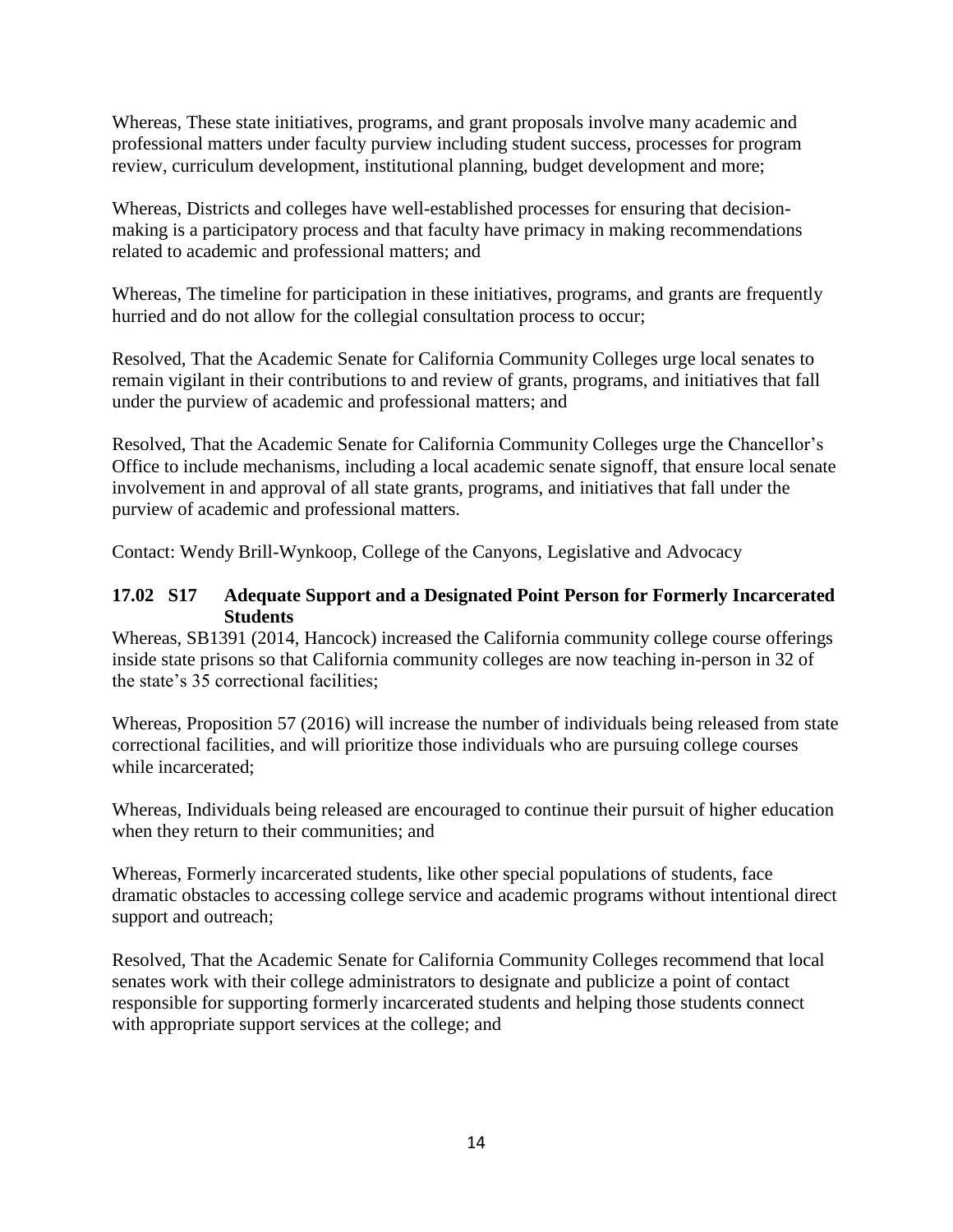Whereas, These state initiatives, programs, and grant proposals involve many academic and professional matters under faculty purview including student success, processes for program review, curriculum development, institutional planning, budget development and more;

Whereas, Districts and colleges have well-established processes for ensuring that decision-making is a participatory process and that faculty have primacy in making recommendations related to academic and professional matters; and

Whereas, The timeline for participation in these initiatives, programs, and grants are frequently hurried and do not allow for the collegial consultation process to occur;

Resolved, That the Academic Senate for California Community Colleges urge local senates to remain vigilant in their contributions to and review of grants, programs, and initiatives that fall under the purview of academic and professional matters; and

Resolved, That the Academic Senate for California Community Colleges urge the Chancellor's Office to include mechanisms, including a local academic senate signoff, that ensure local senate involvement in and approval of all state grants, programs, and initiatives that fall under the purview of academic and professional matters.

Contact: Wendy Brill-Wynkoop, College of the Canyons, Legislative and Advocacy

**17.02 S17 Adequate Support and a Designated Point Person for Formerly Incarcerated Students**

Whereas, SB1391 (2014, Hancock) increased the California community college course offerings inside state prisons so that California community colleges are now teaching in-person in 32 of the state's 35 correctional facilities;

Whereas, Proposition 57 (2016) will increase the number of individuals being released from state correctional facilities, and will prioritize those individuals who are pursuing college courses while incarcerated;

Whereas, Individuals being released are encouraged to continue their pursuit of higher education when they return to their communities; and

Whereas, Formerly incarcerated students, like other special populations of students, face dramatic obstacles to accessing college service and academic programs without intentional direct support and outreach;

Resolved, That the Academic Senate for California Community Colleges recommend that local senates work with their college administrators to designate and publicize a point of contact responsible for supporting formerly incarcerated students and helping those students connect with appropriate support services at the college; and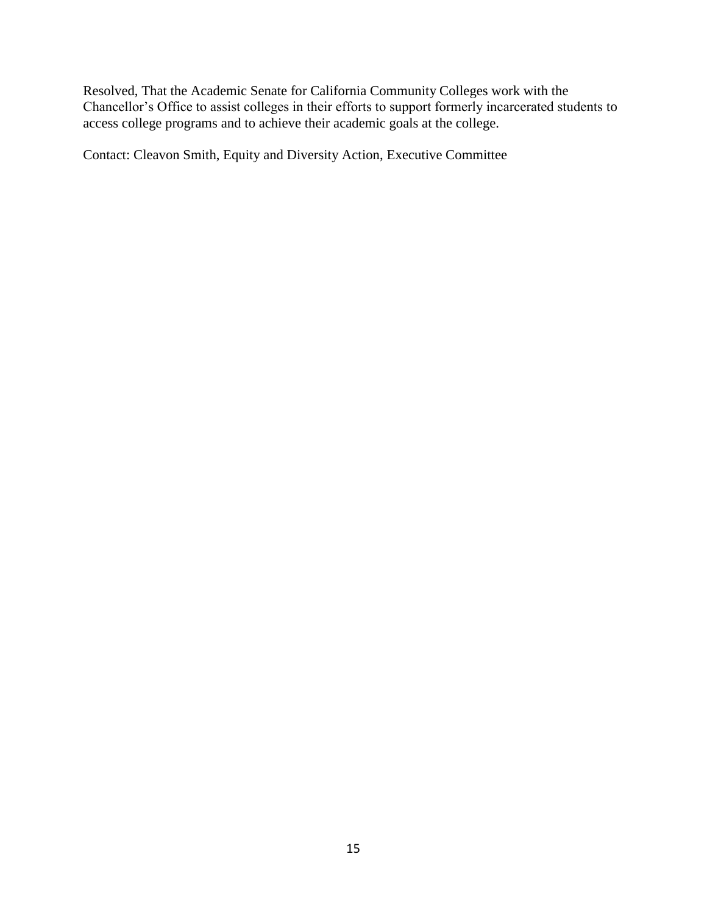Resolved, That the Academic Senate for California Community Colleges work with the Chancellor's Office to assist colleges in their efforts to support formerly incarcerated students to access college programs and to achieve their academic goals at the college.

Contact: Cleavon Smith, Equity and Diversity Action, Executive Committee